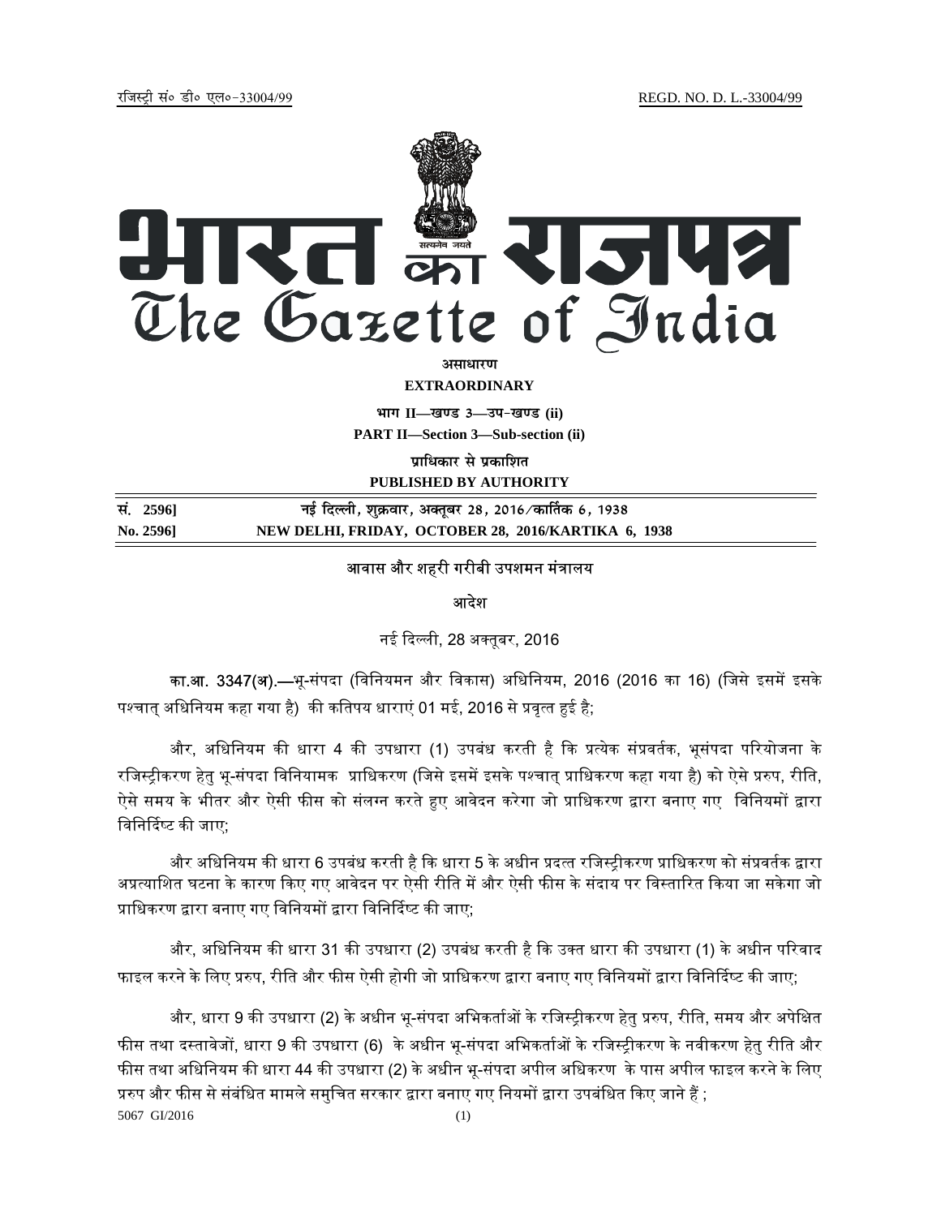रजिस्ट्री सं० डी० एल०-33004/99 REGD. NO. D. L.-33004/99

# भारत का राजपत्र
# The Gazette of India

**असाधारण**

**EXTRAORDINARY**

**भाग II—खण्ड 3—उप-खण्ड (ii)**

**PART II—Section 3—Sub-section (ii)**

**प्राधिकार से प्रकाशित**

**PUBLISHED BY AUTHORITY**

| | |
|---|---|
| **सं. 2596]** | **नई दिल्ली, शुक्रवार, अक्तूबर 28, 2016/कार्तिक 6, 1938** |
| **No. 2596]** | **NEW DELHI, FRIDAY, OCTOBER 28, 2016/KARTIKA 6, 1938** |

## आवास और शहरी गरीबी उपशमन मंत्रालय

### आदेश

नई दिल्ली, 28 अक्तूबर, 2016

**का.आ. 3347(अ).**—भू-संपदा (विनियमन और विकास) अधिनियम, 2016 (2016 का 16) (जिसे इसमें इसके पश्चात् अधिनियम कहा गया है) की कतिपय धाराएं 01 मई, 2016 से प्रवृत्त हुई है;

और, अधिनियम की धारा 4 की उपधारा (1) उपबंध करती है कि प्रत्येक संप्रवर्तक, भूसंपदा परियोजना के रजिस्ट्रीकरण हेतु भू-संपदा विनियामक प्राधिकरण (जिसे इसमें इसके पश्चात् प्राधिकरण कहा गया है) को ऐसे प्ररुप, रीति, ऐसे समय के भीतर और ऐसी फीस को संलग्न करते हुए आवेदन करेगा जो प्राधिकरण द्वारा बनाए गए विनियमों द्वारा विनिर्दिष्ट की जाए;

और अधिनियम की धारा 6 उपबंध करती है कि धारा 5 के अधीन प्रदत्त रजिस्ट्रीकरण प्राधिकरण को संप्रवर्तक द्वारा अप्रत्याशित घटना के कारण किए गए आवेदन पर ऐसी रीति में और ऐसी फीस के संदाय पर विस्तारित किया जा सकेगा जो प्राधिकरण द्वारा बनाए गए विनियमों द्वारा विनिर्दिष्ट की जाए;

और, अधिनियम की धारा 31 की उपधारा (2) उपबंध करती है कि उक्त धारा की उपधारा (1) के अधीन परिवाद फाइल करने के लिए प्ररुप, रीति और फीस ऐसी होगी जो प्राधिकरण द्वारा बनाए गए विनियमों द्वारा विनिर्दिष्ट की जाए;

और, धारा 9 की उपधारा (2) के अधीन भू-संपदा अभिकर्ताओं के रजिस्ट्रीकरण हेतु प्ररुप, रीति, समय और अपेक्षित फीस तथा दस्तावेजों, धारा 9 की उपधारा (6) के अधीन भू-संपदा अभिकर्ताओं के रजिस्ट्रीकरण के नवीकरण हेतु रीति और फीस तथा अधिनियम की धारा 44 की उपधारा (2) के अधीन भू-संपदा अपील अधिकरण के पास अपील फाइल करने के लिए प्ररुप और फीस से संबंधित मामले समुचित सरकार द्वारा बनाए गए नियमों द्वारा उपबंधित किए जाने हैं ;

5067 GI/2016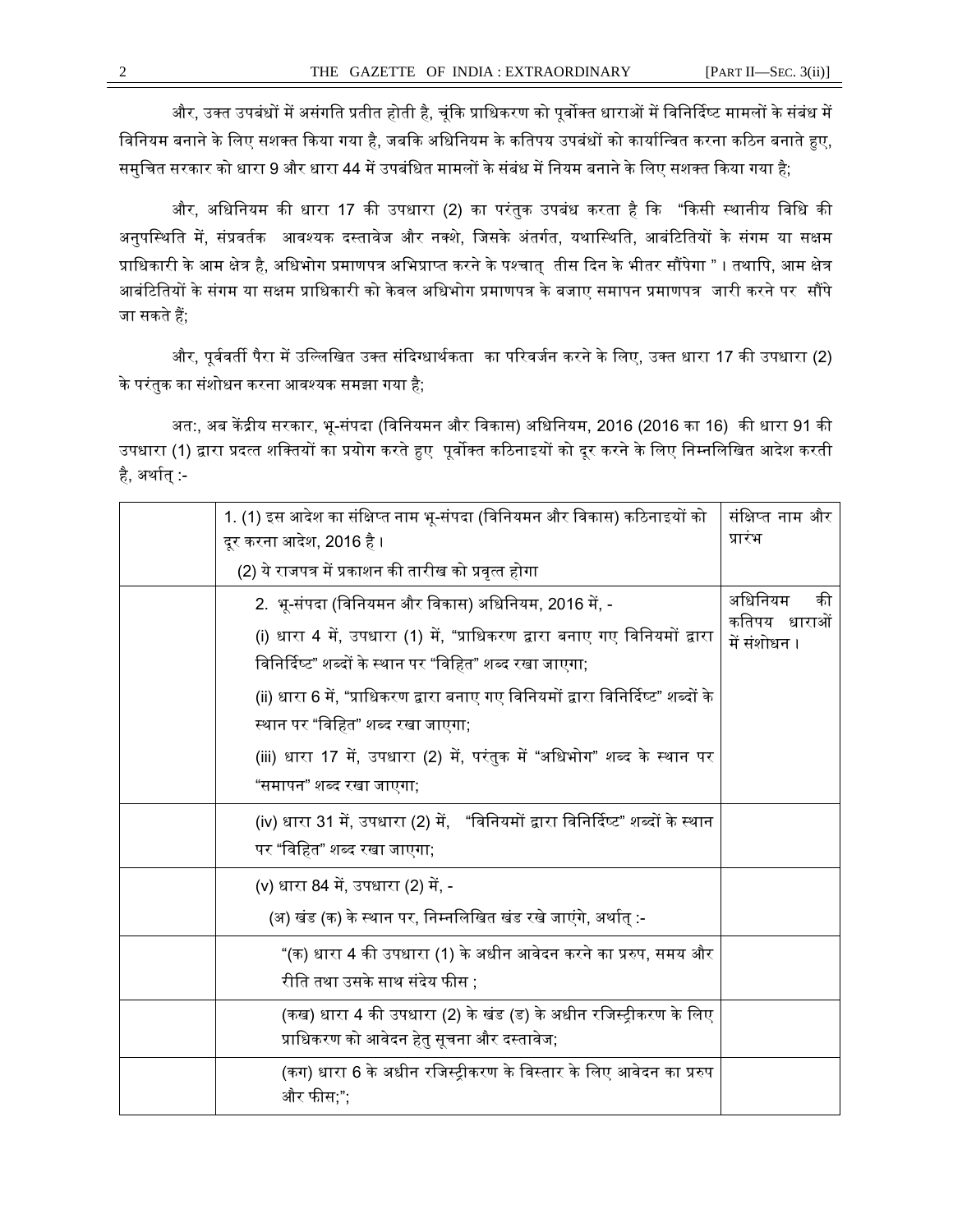और, उक्त उपबंधों में असंगति प्रतीत होती है, चूंकि प्राधिकरण को पूर्वोक्त धाराओं में विनिर्दिष्ट मामलों के संबंध में विनियम बनाने के लिए सशक्त किया गया है, जबकि अधिनियम के कतिपय उपबंधों को कार्यान्वित करना कठिन बनाते हुए, समुचित सरकार को धारा 9 और धारा 44 में उपबंधित मामलों के संबंध में नियम बनाने के लिए सशक्त किया गया है;

और, अधिनियम की धारा 17 की उपधारा (2) का परंतुक उपबंध करता है कि "किसी स्थानीय विधि की अनुपस्थिति में, संप्रवर्तक आवश्यक दस्तावेज और नक्शे, जिसके अंतर्गत, यथास्थिति, आबंटितियों के संगम या सक्षम प्राधिकारी के आम क्षेत्र है, अधिभोग प्रमाणपत्र अभिप्राप्त करने के पश्चात् तीस दिन के भीतर सौंपेगा "। तथापि, आम क्षेत्र आबंटितियों के संगम या सक्षम प्राधिकारी को केवल अधिभोग प्रमाणपत्र के बजाए समापन प्रमाणपत्र जारी करने पर सौंपे जा सकते हैं;

और, पूर्ववर्ती पैरा में उल्लिखित उक्त संदिग्धार्थकता का परिवर्जन करने के लिए, उक्त धारा 17 की उपधारा (2) के परंतुक का संशोधन करना आवश्यक समझा गया है;

अत:, अब केंद्रीय सरकार, भू-संपदा (विनियमन और विकास) अधिनियम, 2016 (2016 का 16) की धारा 91 की उपधारा (1) द्वारा प्रदत्त शक्तियों का प्रयोग करते हुए पूर्वोक्त कठिनाइयों को दूर करने के लिए निम्नलिखित आदेश करती है, अर्थात् :-

| | | |
|---|---|---|
| | 1. (1) इस आदेश का संक्षिप्त नाम भू-संपदा (विनियमन और विकास) कठिनाइयों को दूर करना आदेश, 2016 है। (2) ये राजपत्र में प्रकाशन की तारीख को प्रवृत्त होगा | संक्षिप्त नाम और प्रारंभ |
| | 2. भू-संपदा (विनियमन और विकास) अधिनियम, 2016 में, - (i) धारा 4 में, उपधारा (1) में, "प्राधिकरण द्वारा बनाए गए विनियमों द्वारा विनिर्दिष्ट" शब्दों के स्थान पर "विहित" शब्द रखा जाएगा; (ii) धारा 6 में, "प्राधिकरण द्वारा बनाए गए विनियमों द्वारा विनिर्दिष्ट" शब्दों के स्थान पर "विहित" शब्द रखा जाएगा; (iii) धारा 17 में, उपधारा (2) में, परंतुक में "अधिभोग" शब्द के स्थान पर "समापन" शब्द रखा जाएगा; | अधिनियम की कतिपय धाराओं में संशोधन। |
| | (iv) धारा 31 में, उपधारा (2) में, "विनियमों द्वारा विनिर्दिष्ट" शब्दों के स्थान पर "विहित" शब्द रखा जाएगा; | |
| | (v) धारा 84 में, उपधारा (2) में, - (अ) खंड (क) के स्थान पर, निम्नलिखित खंड रखे जाएंगे, अर्थात् :- | |
| | "(क) धारा 4 की उपधारा (1) के अधीन आवेदन करने का प्ररुप, समय और रीति तथा उसके साथ संदेय फीस ; | |
| | (कख) धारा 4 की उपधारा (2) के खंड (ड) के अधीन रजिस्ट्रीकरण के लिए प्राधिकरण को आवेदन हेतु सूचना और दस्तावेज; | |
| | (कग) धारा 6 के अधीन रजिस्ट्रीकरण के विस्तार के लिए आवेदन का प्ररुप और फीस;"; | |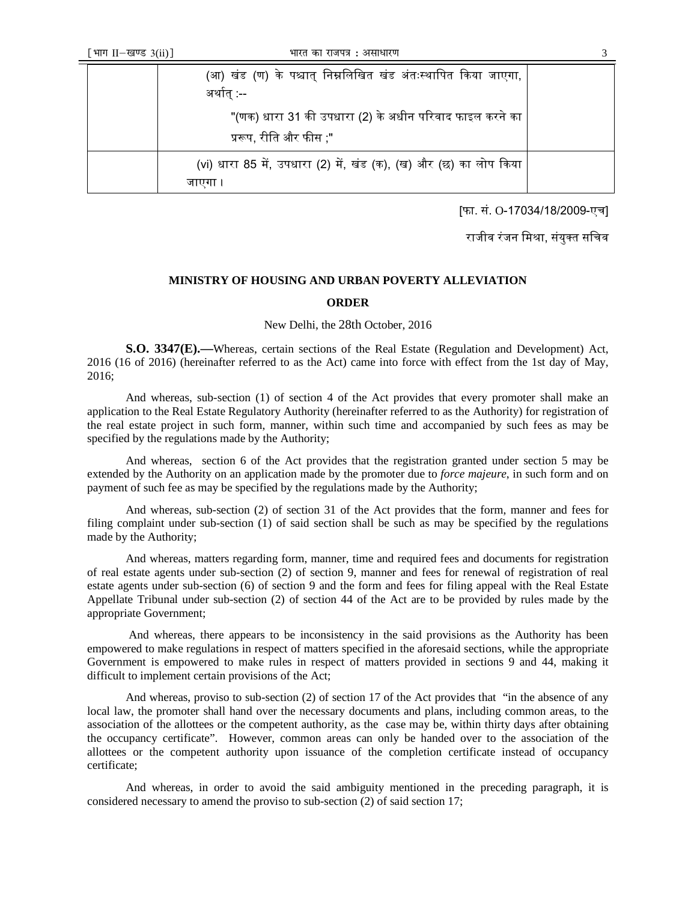| | (आ) खंड (ण) के पश्चात् निम्नलिखित खंड अंतःस्थापित किया जाएगा, अर्थात् :--<br>"(णक) धारा 31 की उपधारा (2) के अधीन परिवाद फाइल करने का प्ररूप, रीति और फीस ;" | |
|---|---|---|
| | (vi) धारा 85 में, उपधारा (2) में, खंड (क), (ख) और (छ) का लोप किया जाएगा। | |

[फा. सं. O-17034/18/2009-एच]

राजीव रंजन मिश्रा, संयुक्त सचिव

## MINISTRY OF HOUSING AND URBAN POVERTY ALLEVIATION

### ORDER

New Delhi, the 28th October, 2016

**S.O. 3347(E).—**Whereas, certain sections of the Real Estate (Regulation and Development) Act, 2016 (16 of 2016) (hereinafter referred to as the Act) came into force with effect from the 1st day of May, 2016;

And whereas, sub-section (1) of section 4 of the Act provides that every promoter shall make an application to the Real Estate Regulatory Authority (hereinafter referred to as the Authority) for registration of the real estate project in such form, manner, within such time and accompanied by such fees as may be specified by the regulations made by the Authority;

And whereas, section 6 of the Act provides that the registration granted under section 5 may be extended by the Authority on an application made by the promoter due to *force majeure*, in such form and on payment of such fee as may be specified by the regulations made by the Authority;

And whereas, sub-section (2) of section 31 of the Act provides that the form, manner and fees for filing complaint under sub-section (1) of said section shall be such as may be specified by the regulations made by the Authority;

And whereas, matters regarding form, manner, time and required fees and documents for registration of real estate agents under sub-section (2) of section 9, manner and fees for renewal of registration of real estate agents under sub-section (6) of section 9 and the form and fees for filing appeal with the Real Estate Appellate Tribunal under sub-section (2) of section 44 of the Act are to be provided by rules made by the appropriate Government;

And whereas, there appears to be inconsistency in the said provisions as the Authority has been empowered to make regulations in respect of matters specified in the aforesaid sections, while the appropriate Government is empowered to make rules in respect of matters provided in sections 9 and 44, making it difficult to implement certain provisions of the Act;

And whereas, proviso to sub-section (2) of section 17 of the Act provides that "in the absence of any local law, the promoter shall hand over the necessary documents and plans, including common areas, to the association of the allottees or the competent authority, as the case may be, within thirty days after obtaining the occupancy certificate". However, common areas can only be handed over to the association of the allottees or the competent authority upon issuance of the completion certificate instead of occupancy certificate;

And whereas, in order to avoid the said ambiguity mentioned in the preceding paragraph, it is considered necessary to amend the proviso to sub-section (2) of said section 17;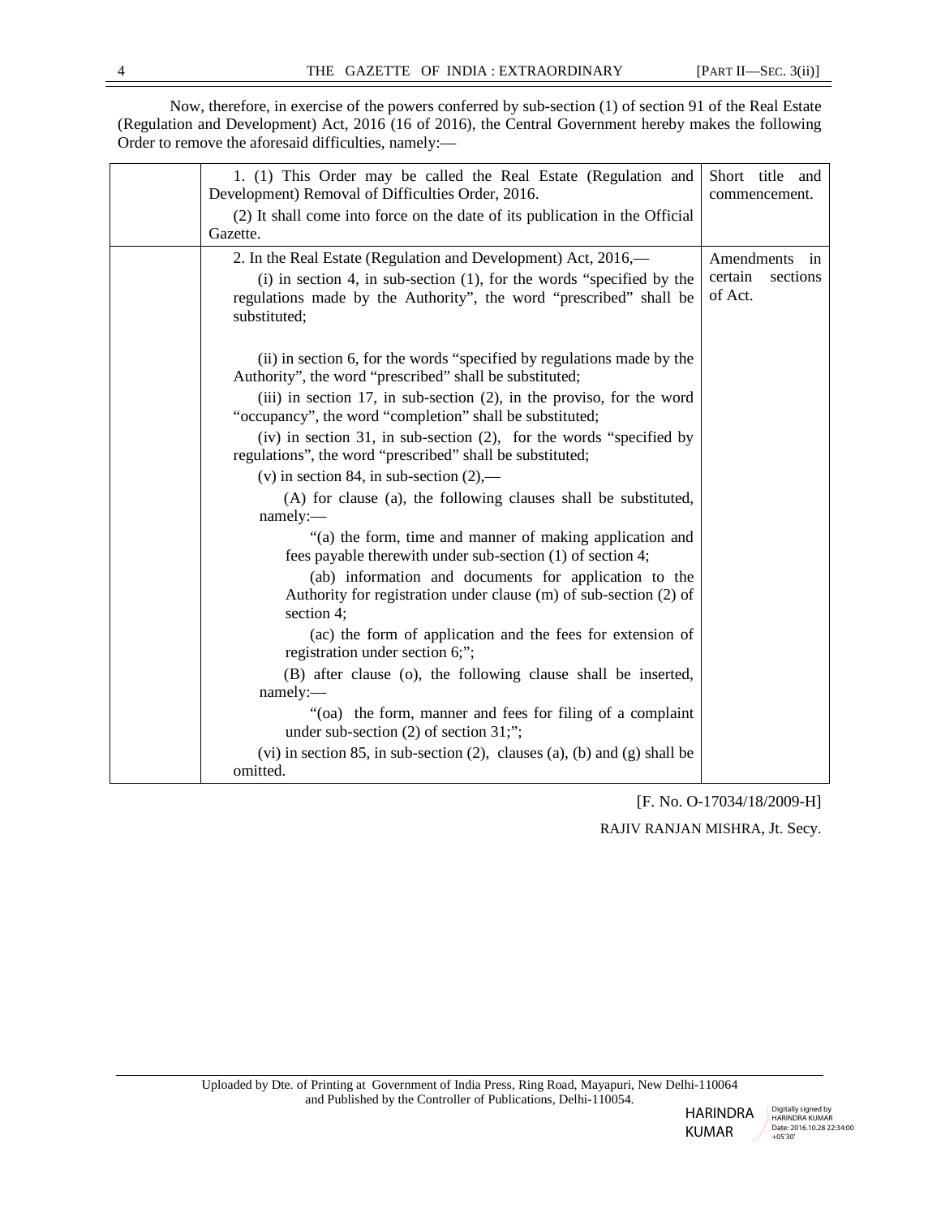Now, therefore, in exercise of the powers conferred by sub-section (1) of section 91 of the Real Estate (Regulation and Development) Act, 2016 (16 of 2016), the Central Government hereby makes the following Order to remove the aforesaid difficulties, namely:—

| | | |
|---|---|---|
| | 1. (1) This Order may be called the Real Estate (Regulation and Development) Removal of Difficulties Order, 2016.<br>(2) It shall come into force on the date of its publication in the Official Gazette. | Short title and commencement. |
| | 2. In the Real Estate (Regulation and Development) Act, 2016,—<br>(i) in section 4, in sub-section (1), for the words "specified by the regulations made by the Authority", the word "prescribed" shall be substituted;<br>(ii) in section 6, for the words "specified by regulations made by the Authority", the word "prescribed" shall be substituted;<br>(iii) in section 17, in sub-section (2), in the proviso, for the word "occupancy", the word "completion" shall be substituted;<br>(iv) in section 31, in sub-section (2), for the words "specified by regulations", the word "prescribed" shall be substituted;<br>(v) in section 84, in sub-section (2),—<br>(A) for clause (a), the following clauses shall be substituted, namely:—<br>"(a) the form, time and manner of making application and fees payable therewith under sub-section (1) of section 4;<br>(ab) information and documents for application to the Authority for registration under clause (m) of sub-section (2) of section 4;<br>(ac) the form of application and the fees for extension of registration under section 6;";<br>(B) after clause (o), the following clause shall be inserted, namely:—<br>"(oa) the form, manner and fees for filing of a complaint under sub-section (2) of section 31;";<br>(vi) in section 85, in sub-section (2), clauses (a), (b) and (g) shall be omitted. | Amendments in certain sections of Act. |

[F. No. O-17034/18/2009-H]

RAJIV RANJAN MISHRA, Jt. Secy.

Uploaded by Dte. of Printing at Government of India Press, Ring Road, Mayapuri, New Delhi-110064 and Published by the Controller of Publications, Delhi-110054.

HARINDRA KUMAR Digitally signed by HARINDRA KUMAR Date: 2016.10.28 22:34:00 +05'30'